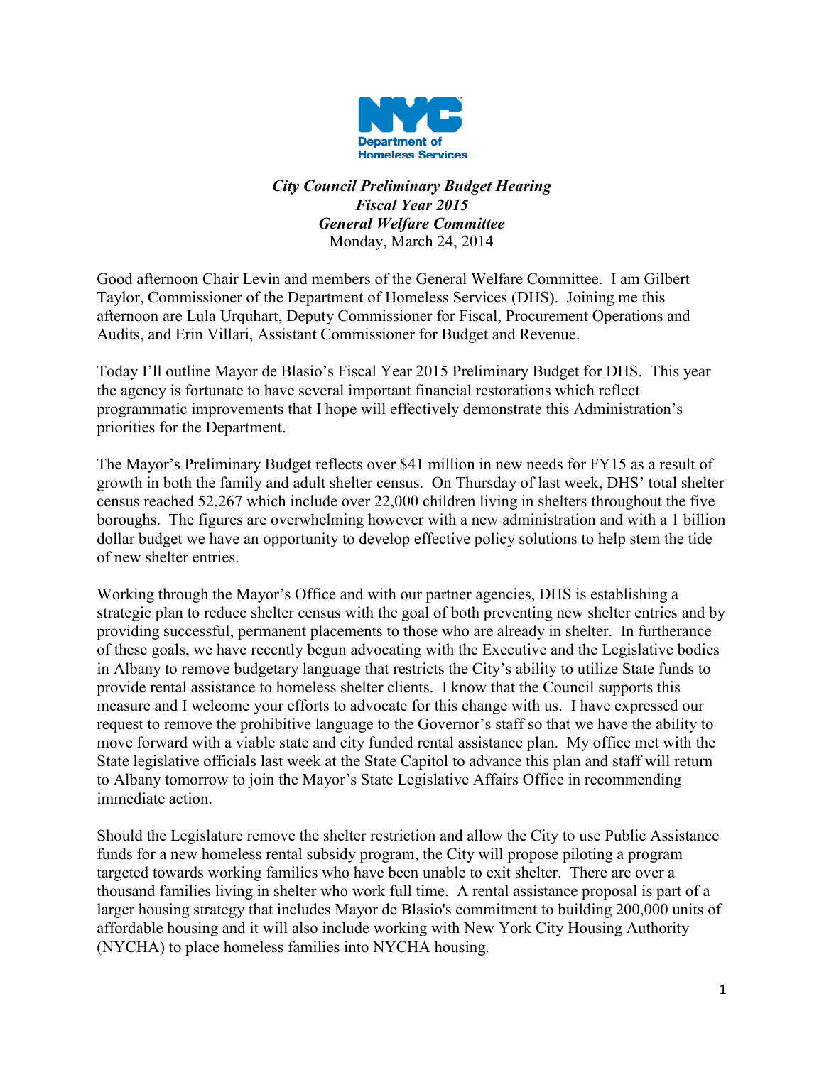NYC Department of Homeless Services

***City Council Preliminary Budget Hearing***
***Fiscal Year 2015***
***General Welfare Committee***
Monday, March 24, 2014

Good afternoon Chair Levin and members of the General Welfare Committee. I am Gilbert Taylor, Commissioner of the Department of Homeless Services (DHS). Joining me this afternoon are Lula Urquhart, Deputy Commissioner for Fiscal, Procurement Operations and Audits, and Erin Villari, Assistant Commissioner for Budget and Revenue.

Today I'll outline Mayor de Blasio's Fiscal Year 2015 Preliminary Budget for DHS. This year the agency is fortunate to have several important financial restorations which reflect programmatic improvements that I hope will effectively demonstrate this Administration's priorities for the Department.

The Mayor's Preliminary Budget reflects over $41 million in new needs for FY15 as a result of growth in both the family and adult shelter census. On Thursday of last week, DHS' total shelter census reached 52,267 which include over 22,000 children living in shelters throughout the five boroughs. The figures are overwhelming however with a new administration and with a 1 billion dollar budget we have an opportunity to develop effective policy solutions to help stem the tide of new shelter entries.

Working through the Mayor's Office and with our partner agencies, DHS is establishing a strategic plan to reduce shelter census with the goal of both preventing new shelter entries and by providing successful, permanent placements to those who are already in shelter. In furtherance of these goals, we have recently begun advocating with the Executive and the Legislative bodies in Albany to remove budgetary language that restricts the City's ability to utilize State funds to provide rental assistance to homeless shelter clients. I know that the Council supports this measure and I welcome your efforts to advocate for this change with us. I have expressed our request to remove the prohibitive language to the Governor's staff so that we have the ability to move forward with a viable state and city funded rental assistance plan. My office met with the State legislative officials last week at the State Capitol to advance this plan and staff will return to Albany tomorrow to join the Mayor's State Legislative Affairs Office in recommending immediate action.

Should the Legislature remove the shelter restriction and allow the City to use Public Assistance funds for a new homeless rental subsidy program, the City will propose piloting a program targeted towards working families who have been unable to exit shelter. There are over a thousand families living in shelter who work full time. A rental assistance proposal is part of a larger housing strategy that includes Mayor de Blasio's commitment to building 200,000 units of affordable housing and it will also include working with New York City Housing Authority (NYCHA) to place homeless families into NYCHA housing.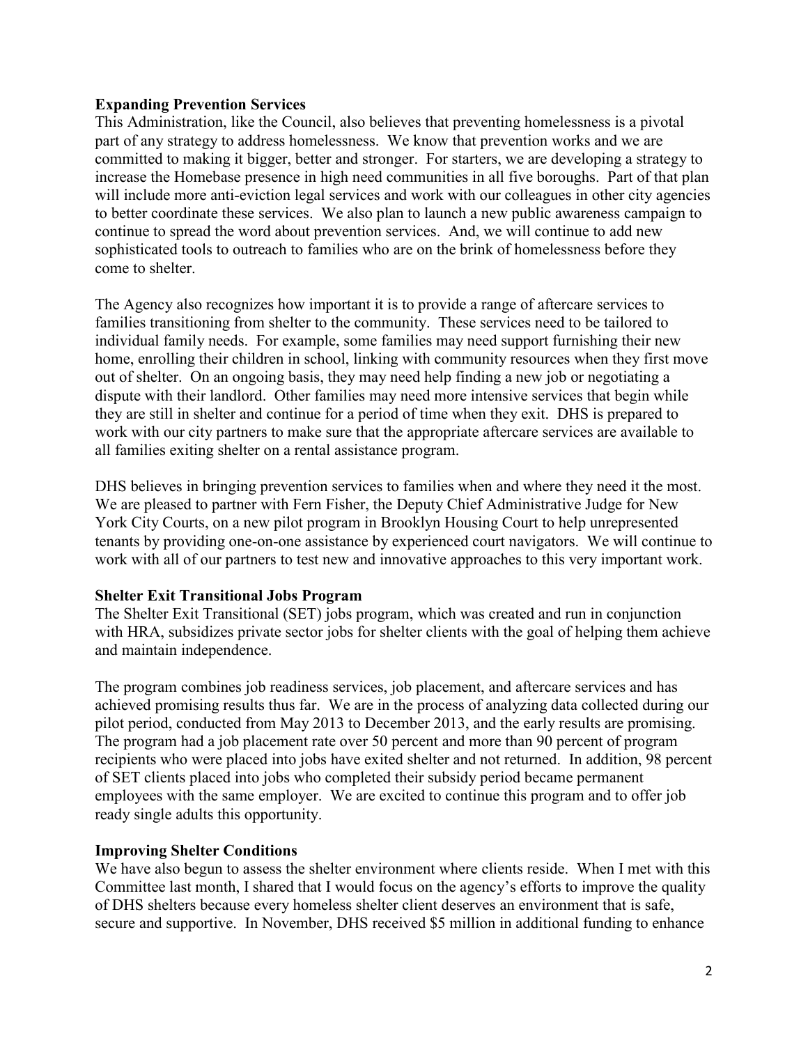**Expanding Prevention Services**

This Administration, like the Council, also believes that preventing homelessness is a pivotal part of any strategy to address homelessness. We know that prevention works and we are committed to making it bigger, better and stronger. For starters, we are developing a strategy to increase the Homebase presence in high need communities in all five boroughs. Part of that plan will include more anti-eviction legal services and work with our colleagues in other city agencies to better coordinate these services. We also plan to launch a new public awareness campaign to continue to spread the word about prevention services. And, we will continue to add new sophisticated tools to outreach to families who are on the brink of homelessness before they come to shelter.

The Agency also recognizes how important it is to provide a range of aftercare services to families transitioning from shelter to the community. These services need to be tailored to individual family needs. For example, some families may need support furnishing their new home, enrolling their children in school, linking with community resources when they first move out of shelter. On an ongoing basis, they may need help finding a new job or negotiating a dispute with their landlord. Other families may need more intensive services that begin while they are still in shelter and continue for a period of time when they exit. DHS is prepared to work with our city partners to make sure that the appropriate aftercare services are available to all families exiting shelter on a rental assistance program.

DHS believes in bringing prevention services to families when and where they need it the most. We are pleased to partner with Fern Fisher, the Deputy Chief Administrative Judge for New York City Courts, on a new pilot program in Brooklyn Housing Court to help unrepresented tenants by providing one-on-one assistance by experienced court navigators. We will continue to work with all of our partners to test new and innovative approaches to this very important work.

**Shelter Exit Transitional Jobs Program**

The Shelter Exit Transitional (SET) jobs program, which was created and run in conjunction with HRA, subsidizes private sector jobs for shelter clients with the goal of helping them achieve and maintain independence.

The program combines job readiness services, job placement, and aftercare services and has achieved promising results thus far. We are in the process of analyzing data collected during our pilot period, conducted from May 2013 to December 2013, and the early results are promising. The program had a job placement rate over 50 percent and more than 90 percent of program recipients who were placed into jobs have exited shelter and not returned. In addition, 98 percent of SET clients placed into jobs who completed their subsidy period became permanent employees with the same employer. We are excited to continue this program and to offer job ready single adults this opportunity.

**Improving Shelter Conditions**

We have also begun to assess the shelter environment where clients reside. When I met with this Committee last month, I shared that I would focus on the agency's efforts to improve the quality of DHS shelters because every homeless shelter client deserves an environment that is safe, secure and supportive. In November, DHS received $5 million in additional funding to enhance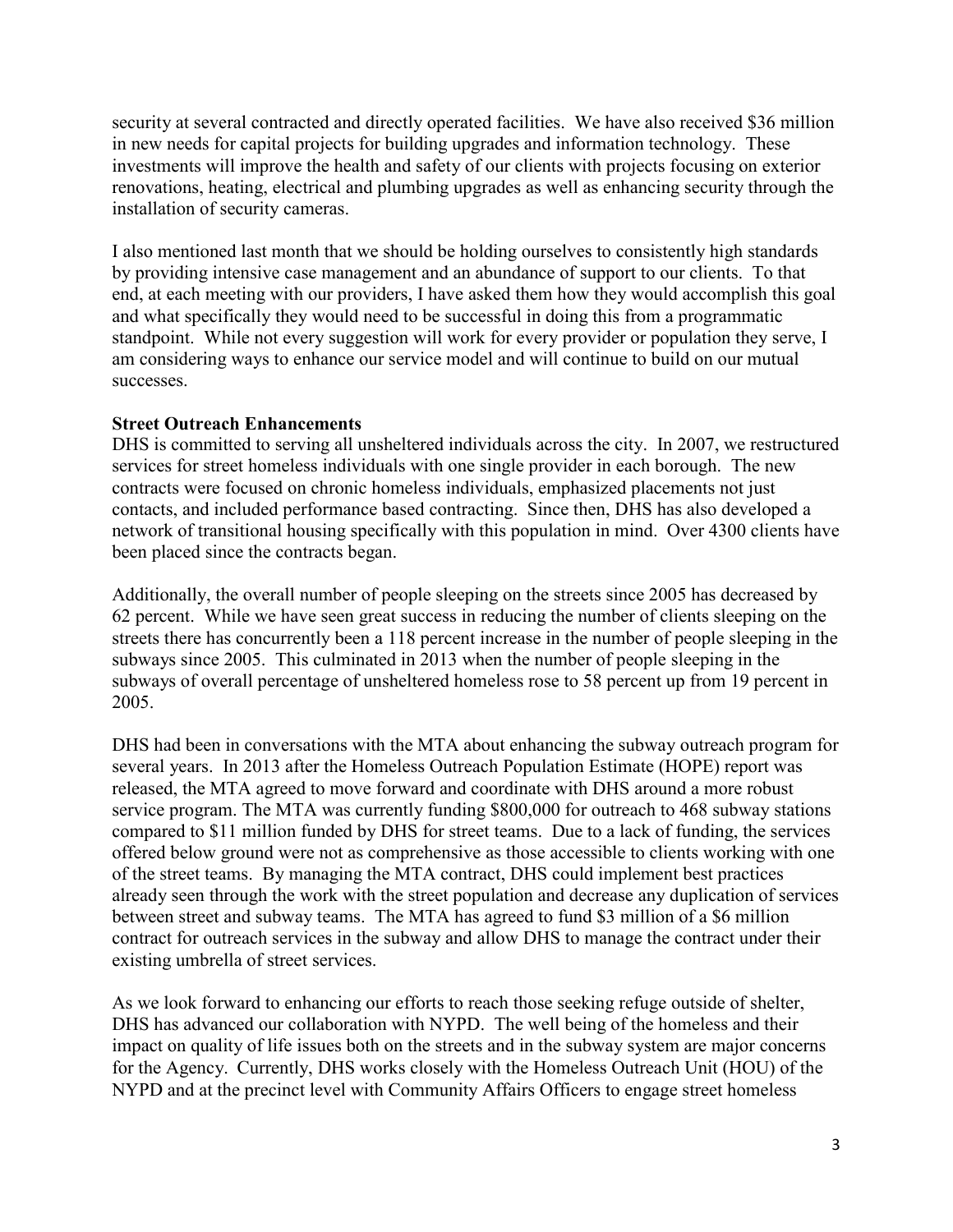security at several contracted and directly operated facilities. We have also received $36 million in new needs for capital projects for building upgrades and information technology. These investments will improve the health and safety of our clients with projects focusing on exterior renovations, heating, electrical and plumbing upgrades as well as enhancing security through the installation of security cameras.

I also mentioned last month that we should be holding ourselves to consistently high standards by providing intensive case management and an abundance of support to our clients. To that end, at each meeting with our providers, I have asked them how they would accomplish this goal and what specifically they would need to be successful in doing this from a programmatic standpoint. While not every suggestion will work for every provider or population they serve, I am considering ways to enhance our service model and will continue to build on our mutual successes.

**Street Outreach Enhancements**

DHS is committed to serving all unsheltered individuals across the city. In 2007, we restructured services for street homeless individuals with one single provider in each borough. The new contracts were focused on chronic homeless individuals, emphasized placements not just contacts, and included performance based contracting. Since then, DHS has also developed a network of transitional housing specifically with this population in mind. Over 4300 clients have been placed since the contracts began.

Additionally, the overall number of people sleeping on the streets since 2005 has decreased by 62 percent. While we have seen great success in reducing the number of clients sleeping on the streets there has concurrently been a 118 percent increase in the number of people sleeping in the subways since 2005. This culminated in 2013 when the number of people sleeping in the subways of overall percentage of unsheltered homeless rose to 58 percent up from 19 percent in 2005.

DHS had been in conversations with the MTA about enhancing the subway outreach program for several years. In 2013 after the Homeless Outreach Population Estimate (HOPE) report was released, the MTA agreed to move forward and coordinate with DHS around a more robust service program. The MTA was currently funding $800,000 for outreach to 468 subway stations compared to $11 million funded by DHS for street teams. Due to a lack of funding, the services offered below ground were not as comprehensive as those accessible to clients working with one of the street teams. By managing the MTA contract, DHS could implement best practices already seen through the work with the street population and decrease any duplication of services between street and subway teams. The MTA has agreed to fund $3 million of a $6 million contract for outreach services in the subway and allow DHS to manage the contract under their existing umbrella of street services.

As we look forward to enhancing our efforts to reach those seeking refuge outside of shelter, DHS has advanced our collaboration with NYPD. The well being of the homeless and their impact on quality of life issues both on the streets and in the subway system are major concerns for the Agency. Currently, DHS works closely with the Homeless Outreach Unit (HOU) of the NYPD and at the precinct level with Community Affairs Officers to engage street homeless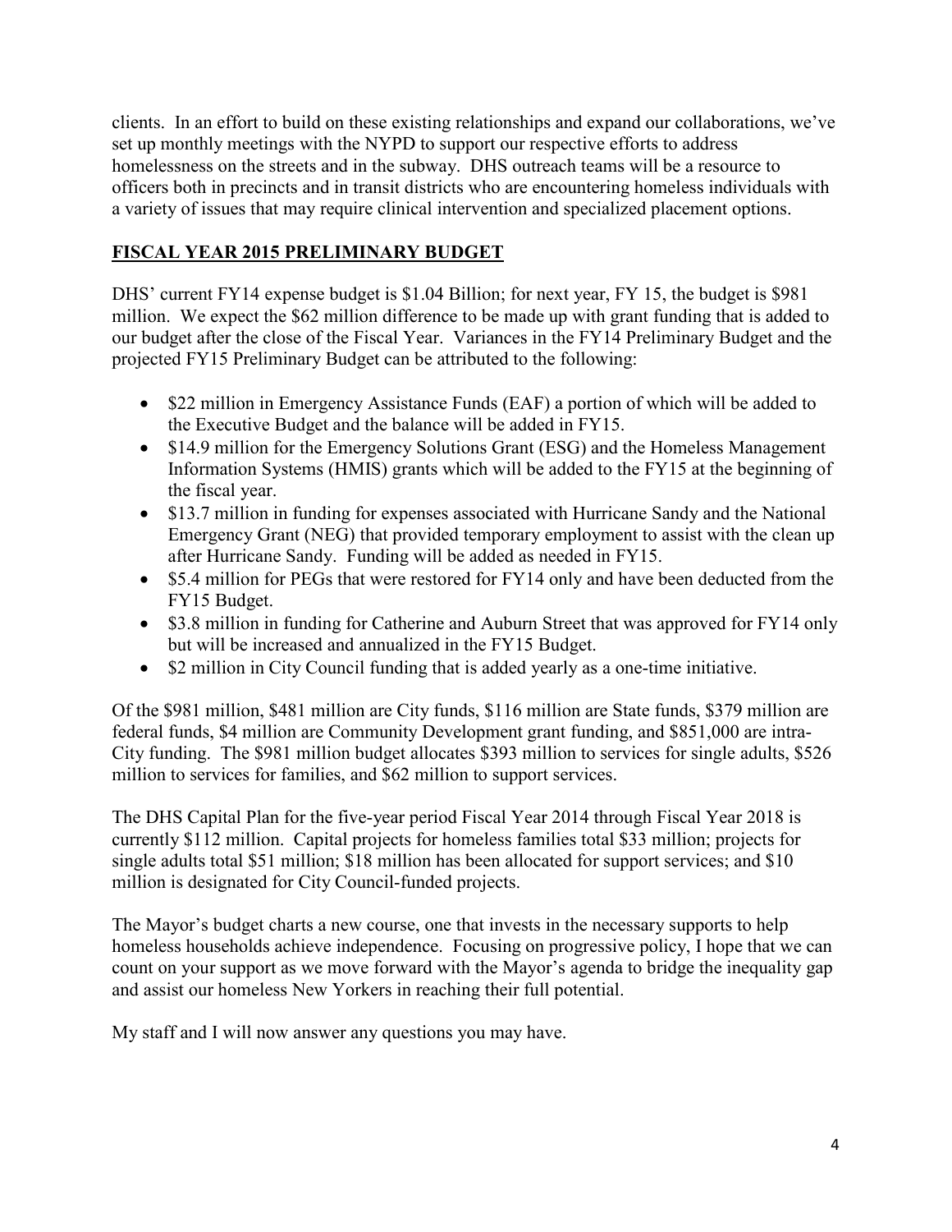clients. In an effort to build on these existing relationships and expand our collaborations, we've set up monthly meetings with the NYPD to support our respective efforts to address homelessness on the streets and in the subway. DHS outreach teams will be a resource to officers both in precincts and in transit districts who are encountering homeless individuals with a variety of issues that may require clinical intervention and specialized placement options.

## FISCAL YEAR 2015 PRELIMINARY BUDGET

DHS' current FY14 expense budget is $1.04 Billion; for next year, FY 15, the budget is $981 million. We expect the $62 million difference to be made up with grant funding that is added to our budget after the close of the Fiscal Year. Variances in the FY14 Preliminary Budget and the projected FY15 Preliminary Budget can be attributed to the following:

- $22 million in Emergency Assistance Funds (EAF) a portion of which will be added to the Executive Budget and the balance will be added in FY15.
- $14.9 million for the Emergency Solutions Grant (ESG) and the Homeless Management Information Systems (HMIS) grants which will be added to the FY15 at the beginning of the fiscal year.
- $13.7 million in funding for expenses associated with Hurricane Sandy and the National Emergency Grant (NEG) that provided temporary employment to assist with the clean up after Hurricane Sandy. Funding will be added as needed in FY15.
- $5.4 million for PEGs that were restored for FY14 only and have been deducted from the FY15 Budget.
- $3.8 million in funding for Catherine and Auburn Street that was approved for FY14 only but will be increased and annualized in the FY15 Budget.
- $2 million in City Council funding that is added yearly as a one-time initiative.

Of the $981 million, $481 million are City funds, $116 million are State funds, $379 million are federal funds, $4 million are Community Development grant funding, and $851,000 are intra-City funding. The $981 million budget allocates $393 million to services for single adults, $526 million to services for families, and $62 million to support services.

The DHS Capital Plan for the five-year period Fiscal Year 2014 through Fiscal Year 2018 is currently $112 million. Capital projects for homeless families total $33 million; projects for single adults total $51 million; $18 million has been allocated for support services; and $10 million is designated for City Council-funded projects.

The Mayor's budget charts a new course, one that invests in the necessary supports to help homeless households achieve independence. Focusing on progressive policy, I hope that we can count on your support as we move forward with the Mayor's agenda to bridge the inequality gap and assist our homeless New Yorkers in reaching their full potential.

My staff and I will now answer any questions you may have.